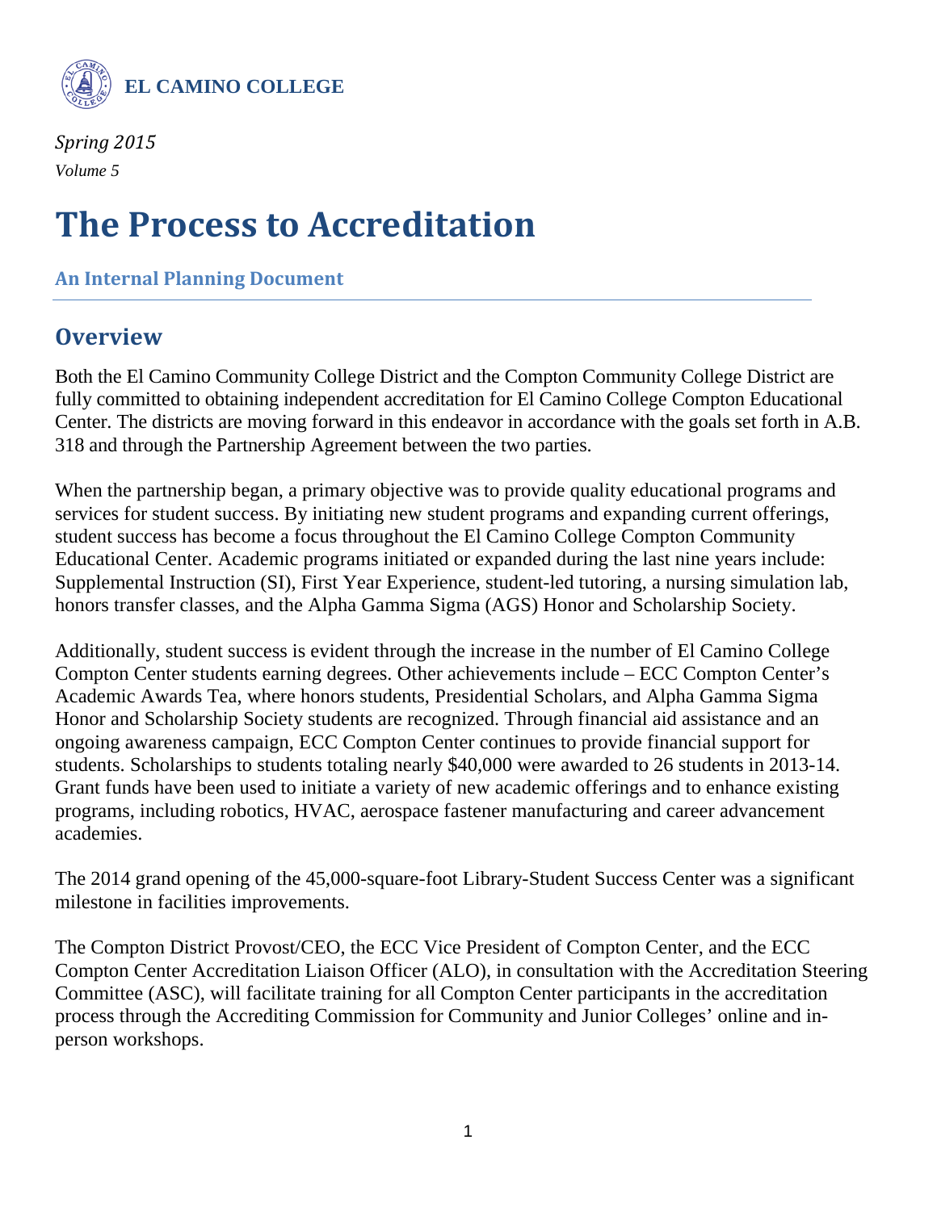**EL CAMINO COLLEGE**

*Spring 2015*

*Volume 5*

# The Process to Accreditation

**An Internal Planning Document**

---

## Overview

Both the El Camino Community College District and the Compton Community College District are fully committed to obtaining independent accreditation for El Camino College Compton Educational Center. The districts are moving forward in this endeavor in accordance with the goals set forth in A.B. 318 and through the Partnership Agreement between the two parties.

When the partnership began, a primary objective was to provide quality educational programs and services for student success. By initiating new student programs and expanding current offerings, student success has become a focus throughout the El Camino College Compton Community Educational Center. Academic programs initiated or expanded during the last nine years include: Supplemental Instruction (SI), First Year Experience, student-led tutoring, a nursing simulation lab, honors transfer classes, and the Alpha Gamma Sigma (AGS) Honor and Scholarship Society.

Additionally, student success is evident through the increase in the number of El Camino College Compton Center students earning degrees. Other achievements include – ECC Compton Center's Academic Awards Tea, where honors students, Presidential Scholars, and Alpha Gamma Sigma Honor and Scholarship Society students are recognized. Through financial aid assistance and an ongoing awareness campaign, ECC Compton Center continues to provide financial support for students. Scholarships to students totaling nearly $40,000 were awarded to 26 students in 2013-14. Grant funds have been used to initiate a variety of new academic offerings and to enhance existing programs, including robotics, HVAC, aerospace fastener manufacturing and career advancement academies.

The 2014 grand opening of the 45,000-square-foot Library-Student Success Center was a significant milestone in facilities improvements.

The Compton District Provost/CEO, the ECC Vice President of Compton Center, and the ECC Compton Center Accreditation Liaison Officer (ALO), in consultation with the Accreditation Steering Committee (ASC), will facilitate training for all Compton Center participants in the accreditation process through the Accrediting Commission for Community and Junior Colleges' online and in-person workshops.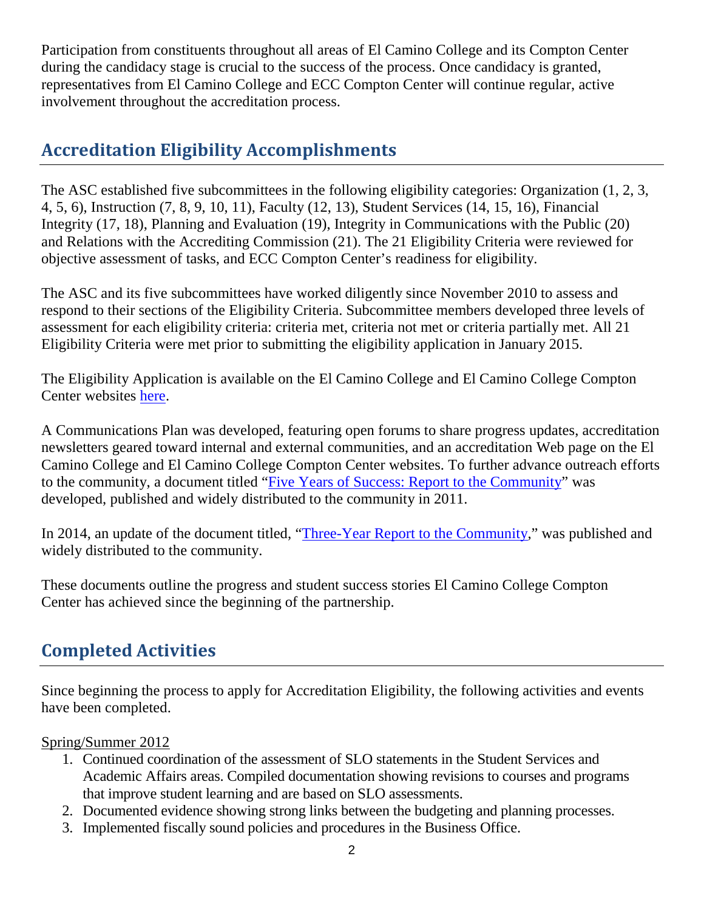Participation from constituents throughout all areas of El Camino College and its Compton Center during the candidacy stage is crucial to the success of the process. Once candidacy is granted, representatives from El Camino College and ECC Compton Center will continue regular, active involvement throughout the accreditation process.

## Accreditation Eligibility Accomplishments

The ASC established five subcommittees in the following eligibility categories: Organization (1, 2, 3, 4, 5, 6), Instruction (7, 8, 9, 10, 11), Faculty (12, 13), Student Services (14, 15, 16), Financial Integrity (17, 18), Planning and Evaluation (19), Integrity in Communications with the Public (20) and Relations with the Accrediting Commission (21). The 21 Eligibility Criteria were reviewed for objective assessment of tasks, and ECC Compton Center's readiness for eligibility.

The ASC and its five subcommittees have worked diligently since November 2010 to assess and respond to their sections of the Eligibility Criteria. Subcommittee members developed three levels of assessment for each eligibility criteria: criteria met, criteria not met or criteria partially met. All 21 Eligibility Criteria were met prior to submitting the eligibility application in January 2015.

The Eligibility Application is available on the El Camino College and El Camino College Compton Center websites here.

A Communications Plan was developed, featuring open forums to share progress updates, accreditation newsletters geared toward internal and external communities, and an accreditation Web page on the El Camino College and El Camino College Compton Center websites. To further advance outreach efforts to the community, a document titled "Five Years of Success: Report to the Community" was developed, published and widely distributed to the community in 2011.

In 2014, an update of the document titled, "Three-Year Report to the Community," was published and widely distributed to the community.

These documents outline the progress and student success stories El Camino College Compton Center has achieved since the beginning of the partnership.

## Completed Activities

Since beginning the process to apply for Accreditation Eligibility, the following activities and events have been completed.

Spring/Summer 2012

1. Continued coordination of the assessment of SLO statements in the Student Services and Academic Affairs areas. Compiled documentation showing revisions to courses and programs that improve student learning and are based on SLO assessments.
2. Documented evidence showing strong links between the budgeting and planning processes.
3. Implemented fiscally sound policies and procedures in the Business Office.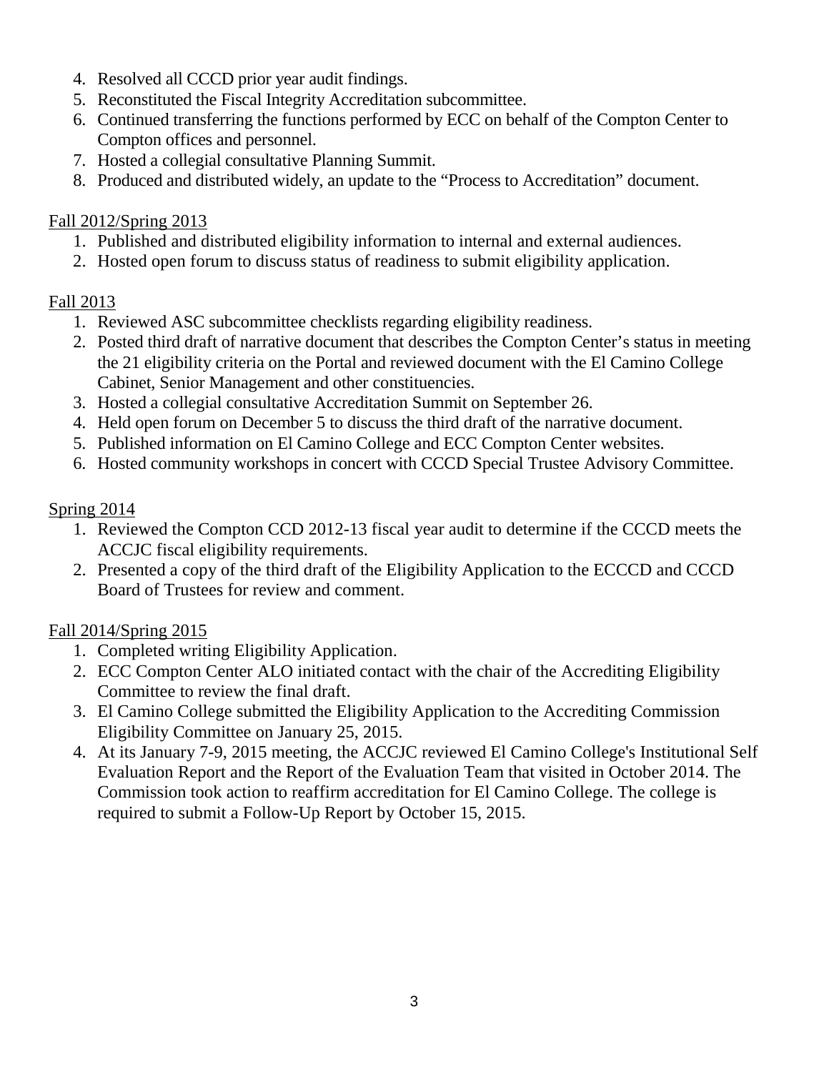4. Resolved all CCCD prior year audit findings.
5. Reconstituted the Fiscal Integrity Accreditation subcommittee.
6. Continued transferring the functions performed by ECC on behalf of the Compton Center to Compton offices and personnel.
7. Hosted a collegial consultative Planning Summit.
8. Produced and distributed widely, an update to the "Process to Accreditation" document.

Fall 2012/Spring 2013

1. Published and distributed eligibility information to internal and external audiences.
2. Hosted open forum to discuss status of readiness to submit eligibility application.

Fall 2013

1. Reviewed ASC subcommittee checklists regarding eligibility readiness.
2. Posted third draft of narrative document that describes the Compton Center's status in meeting the 21 eligibility criteria on the Portal and reviewed document with the El Camino College Cabinet, Senior Management and other constituencies.
3. Hosted a collegial consultative Accreditation Summit on September 26.
4. Held open forum on December 5 to discuss the third draft of the narrative document.
5. Published information on El Camino College and ECC Compton Center websites.
6. Hosted community workshops in concert with CCCD Special Trustee Advisory Committee.

Spring 2014

1. Reviewed the Compton CCD 2012-13 fiscal year audit to determine if the CCCD meets the ACCJC fiscal eligibility requirements.
2. Presented a copy of the third draft of the Eligibility Application to the ECCCD and CCCD Board of Trustees for review and comment.

Fall 2014/Spring 2015

1. Completed writing Eligibility Application.
2. ECC Compton Center ALO initiated contact with the chair of the Accrediting Eligibility Committee to review the final draft.
3. El Camino College submitted the Eligibility Application to the Accrediting Commission Eligibility Committee on January 25, 2015.
4. At its January 7-9, 2015 meeting, the ACCJC reviewed El Camino College's Institutional Self Evaluation Report and the Report of the Evaluation Team that visited in October 2014. The Commission took action to reaffirm accreditation for El Camino College. The college is required to submit a Follow-Up Report by October 15, 2015.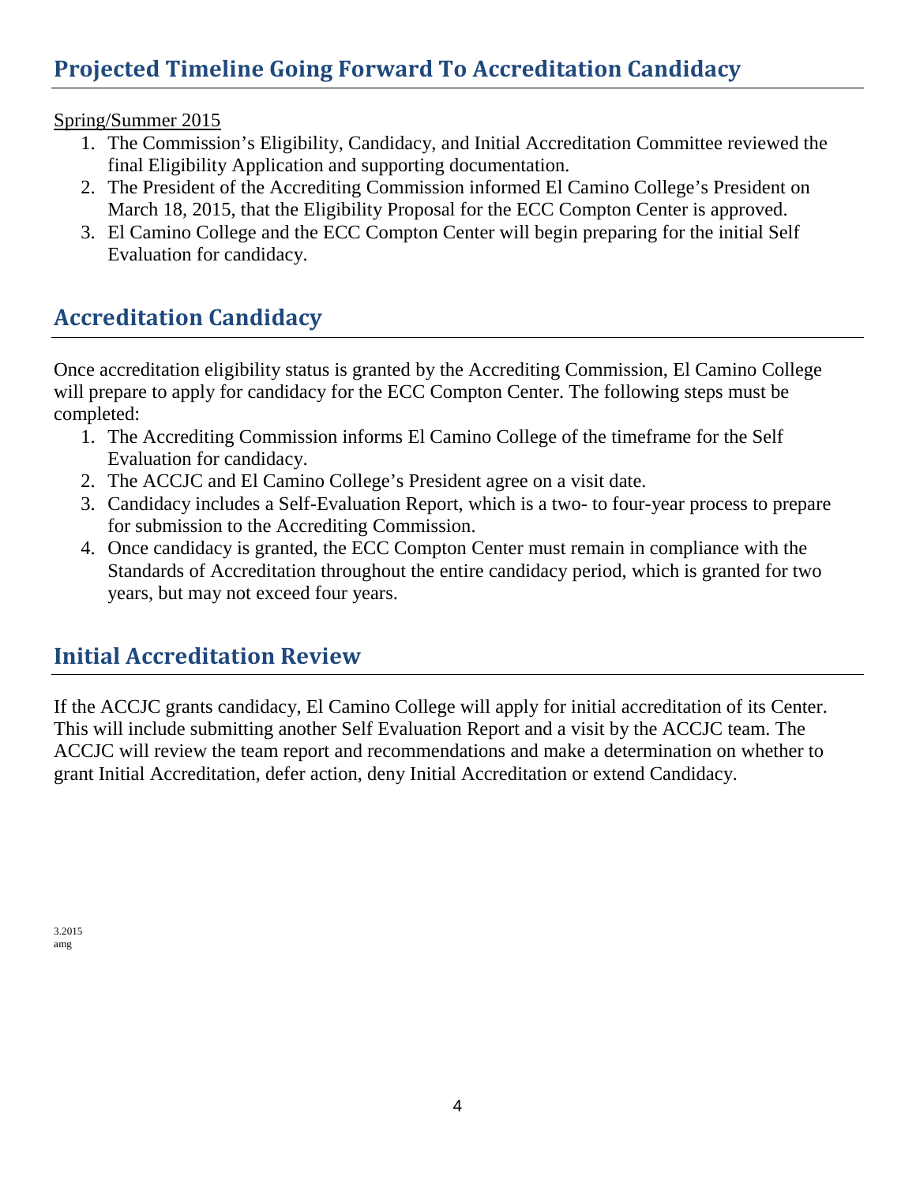## Projected Timeline Going Forward To Accreditation Candidacy

Spring/Summer 2015

1. The Commission's Eligibility, Candidacy, and Initial Accreditation Committee reviewed the final Eligibility Application and supporting documentation.
2. The President of the Accrediting Commission informed El Camino College's President on March 18, 2015, that the Eligibility Proposal for the ECC Compton Center is approved.
3. El Camino College and the ECC Compton Center will begin preparing for the initial Self Evaluation for candidacy.

## Accreditation Candidacy

Once accreditation eligibility status is granted by the Accrediting Commission, El Camino College will prepare to apply for candidacy for the ECC Compton Center. The following steps must be completed:

1. The Accrediting Commission informs El Camino College of the timeframe for the Self Evaluation for candidacy.
2. The ACCJC and El Camino College's President agree on a visit date.
3. Candidacy includes a Self-Evaluation Report, which is a two- to four-year process to prepare for submission to the Accrediting Commission.
4. Once candidacy is granted, the ECC Compton Center must remain in compliance with the Standards of Accreditation throughout the entire candidacy period, which is granted for two years, but may not exceed four years.

## Initial Accreditation Review

If the ACCJC grants candidacy, El Camino College will apply for initial accreditation of its Center. This will include submitting another Self Evaluation Report and a visit by the ACCJC team. The ACCJC will review the team report and recommendations and make a determination on whether to grant Initial Accreditation, defer action, deny Initial Accreditation or extend Candidacy.

3.2015
amg